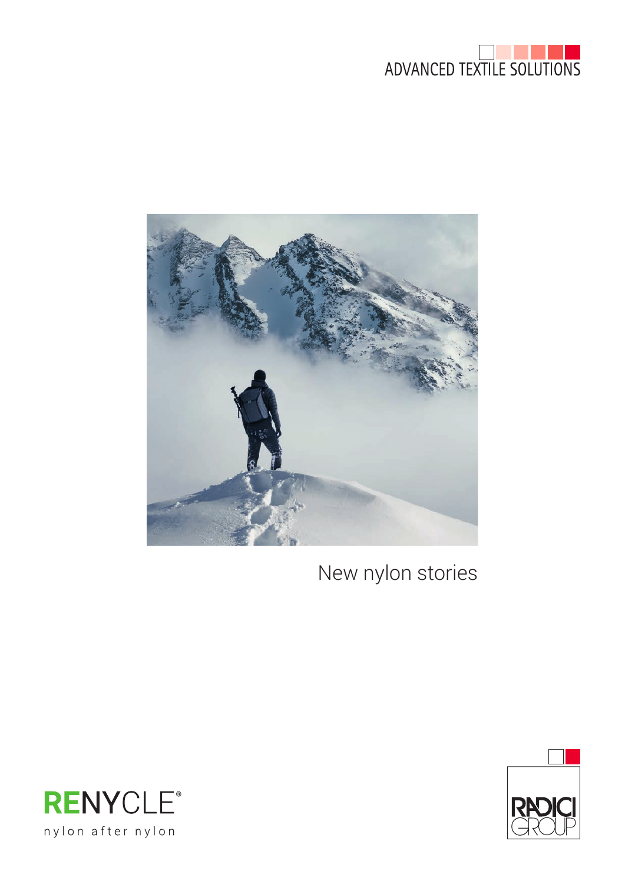ADVANCED TEXTILE SOLUTIONS

# New nylon stories

RENYCLE®

nylon after nylon

RADICI GROUP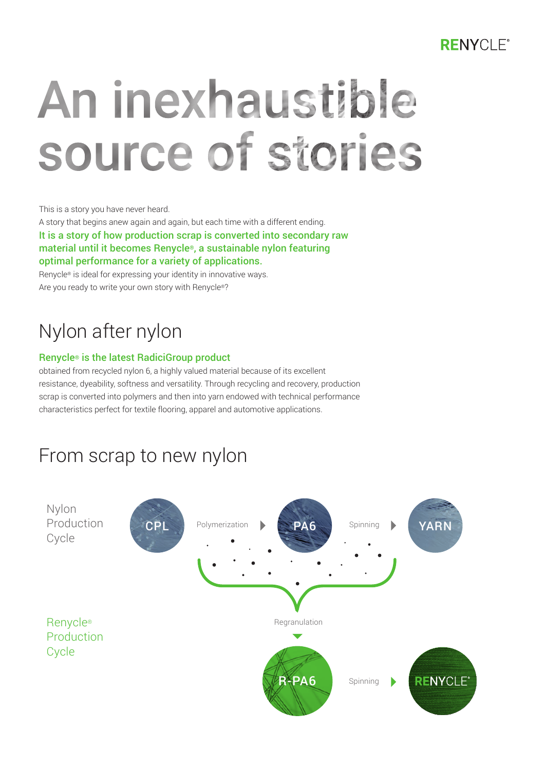// RENYCLE® logo omitted as page header

# An inexhaustible source of stories

This is a story you have never heard.
A story that begins anew again and again, but each time with a different ending.
**It is a story of how production scrap is converted into secondary raw material until it becomes Renycle®, a sustainable nylon featuring optimal performance for a variety of applications.**
Renycle® is ideal for expressing your identity in innovative ways.
Are you ready to write your own story with Renycle®?

## Nylon after nylon

**Renycle® is the latest RadiciGroup product**
obtained from recycled nylon 6, a highly valued material because of its excellent resistance, dyeability, softness and versatility. Through recycling and recovery, production scrap is converted into polymers and then into yarn endowed with technical performance characteristics perfect for textile flooring, apparel and automotive applications.

## From scrap to new nylon

Nylon Production Cycle

CPL → Polymerization → PA6 → Spinning → YARN

Regranulation

Renycle® Production Cycle

R-PA6 → Spinning → RENYCLE®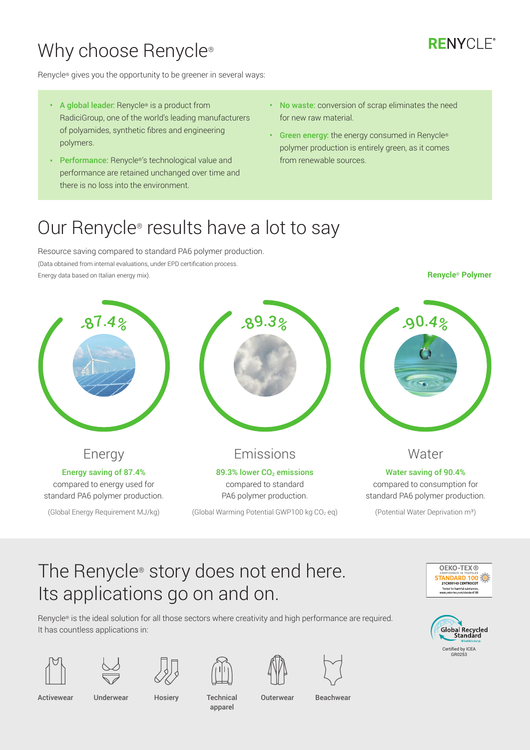# Why choose Renycle®

Renycle® gives you the opportunity to be greener in several ways:

- **A global leader:** Renycle® is a product from RadiciGroup, one of the world's leading manufacturers of polyamides, synthetic fibres and engineering polymers.
- **Performance:** Renycle®'s technological value and performance are retained unchanged over time and there is no loss into the environment.
- **No waste:** conversion of scrap eliminates the need for new raw material.
- **Green energy:** the energy consumed in Renycle® polymer production is entirely green, as it comes from renewable sources.

# Our Renycle® results have a lot to say

Resource saving compared to standard PA6 polymer production.

(Data obtained from internal evaluations, under EPD certification process. Energy data based on Italian energy mix).

**Renycle® Polymer**

-87.4%

## Energy

**Energy saving of 87.4%** compared to energy used for standard PA6 polymer production.

(Global Energy Requirement MJ/kg)

-89.3%

## Emissions

**89.3% lower $CO_2$ emissions** compared to standard PA6 polymer production.

(Global Warming Potential GWP100 kg $CO_2$ eq)

-90.4%

## Water

**Water saving of 90.4%** compared to consumption for standard PA6 polymer production.

(Potential Water Deprivation m³)

# The Renycle® story does not end here. Its applications go on and on.

Renycle® is the ideal solution for all those sectors where creativity and high performance are required. It has countless applications in:

- Activewear
- Underwear
- Hosiery
- Technical apparel
- Outerwear
- Beachwear

OEKO-TEX® CONFIDENCE IN TEXTILES STANDARD 100 21CX00143 CENTROCOT Tested for harmful substances. www.oeko-tex.com/standard100

Global Recycled Standard — Certified by ICEA GR0253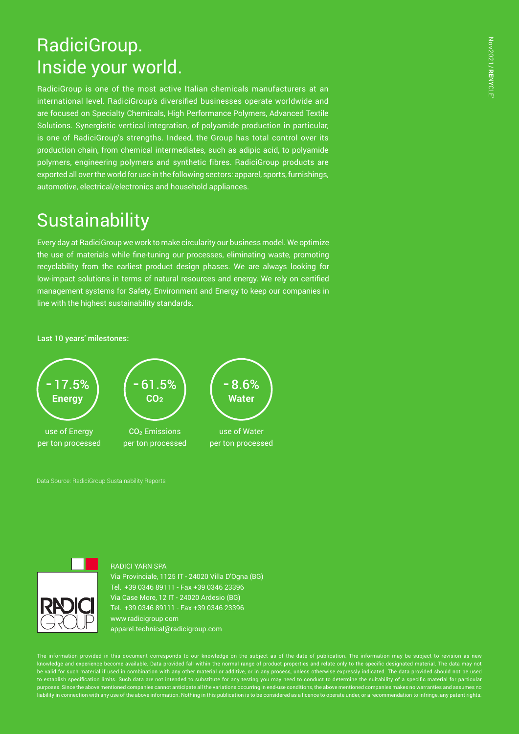# RadiciGroup.
# Inside your world.

RadiciGroup is one of the most active Italian chemicals manufacturers at an international level. RadiciGroup's diversified businesses operate worldwide and are focused on Specialty Chemicals, High Performance Polymers, Advanced Textile Solutions. Synergistic vertical integration, of polyamide production in particular, is one of RadiciGroup's strengths. Indeed, the Group has total control over its production chain, from chemical intermediates, such as adipic acid, to polyamide polymers, engineering polymers and synthetic fibres. RadiciGroup products are exported all over the world for use in the following sectors: apparel, sports, furnishings, automotive, electrical/electronics and household appliances.

# Sustainability

Every day at RadiciGroup we work to make circularity our business model. We optimize the use of materials while fine-tuning our processes, eliminating waste, promoting recyclability from the earliest product design phases. We are always looking for low-impact solutions in terms of natural resources and energy. We rely on certified management systems for Safety, Environment and Energy to keep our companies in line with the highest sustainability standards.

**Last 10 years' milestones:**

**-17.5% Energy**
use of Energy per ton processed

**-61.5% $CO_2$**
$CO_2$ Emissions per ton processed

**-8.6% Water**
use of Water per ton processed

Data Source: RadiciGroup Sustainability Reports

RADICI YARN SPA
Via Provinciale, 1125 IT - 24020 Villa D'Ogna (BG)
Tel. +39 0346 89111 - Fax +39 0346 23396
Via Case More, 12 IT - 24020 Ardesio (BG)
Tel. +39 0346 89111 - Fax +39 0346 23396
www radicigroup com
apparel.technical@radicigroup.com

The information provided in this document corresponds to our knowledge on the subject as of the date of publication. The information may be subject to revision as new knowledge and experience become available. Data provided fall within the normal range of product properties and relate only to the specific designated material. The data may not be valid for such material if used in combination with any other material or additive, or in any process, unless otherwise expressly indicated. The data provided should not be used to establish specification limits. Such data are not intended to substitute for any testing you may need to conduct to determine the suitability of a specific material for particular purposes. Since the above mentioned companies cannot anticipate all the variations occurring in end-use conditions, the above mentioned companies makes no warranties and assumes no liability in connection with any use of the above information. Nothing in this publication is to be considered as a licence to operate under, or a recommendation to infringe, any patent rights.